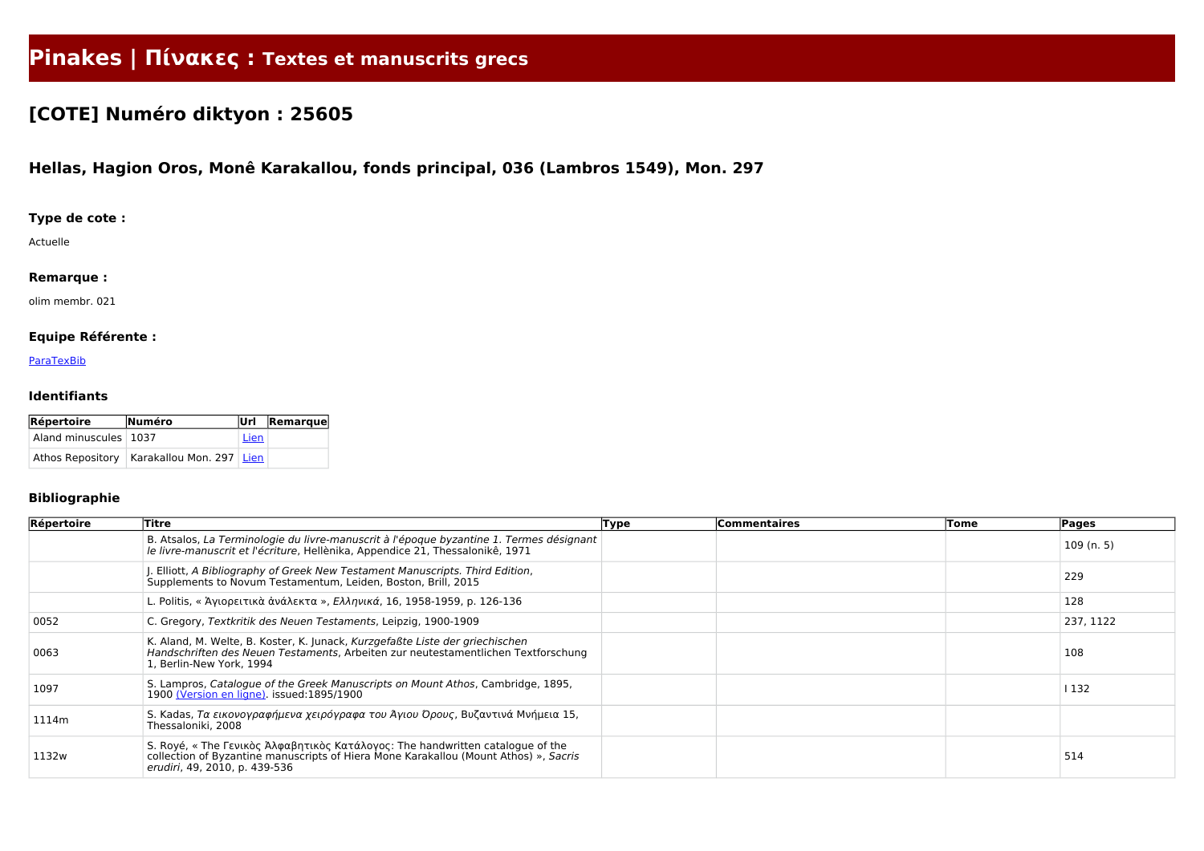# Pinakes | Πίνακες : Textes et manuscrits grecs

## [COTE] Numéro diktyon : 25605

### Hellas, Hagion Oros, Monê Karakallou, fonds principal, 036 (Lambros 1549), Mon. 297

#### Type de cote :

Actuelle

#### Remarque :

olim membr. 021

#### Equipe Référente :

ParaTexBib

#### Identifiants

| Répertoire | Numéro | Url | Remarque |
|---|---|---|---|
| Aland minuscules | 1037 | Lien | |
| Athos Repository | Karakallou Mon. 297 | Lien | |

#### Bibliographie

| Répertoire | Titre | Type | Commentaires | Tome | Pages |
|---|---|---|---|---|---|
| | B. Atsalos, *La Terminologie du livre-manuscrit à l'époque byzantine 1. Termes désignant le livre-manuscrit et l'écriture*, Hellènika, Appendice 21, Thessalonikê, 1971 | | | | 109 (n. 5) |
| | J. Elliott, *A Bibliography of Greek New Testament Manuscripts. Third Edition*, Supplements to Novum Testamentum, Leiden, Boston, Brill, 2015 | | | | 229 |
| | L. Politis, « Ἁγιορειτικὰ ἀνάλεκτα », *Ελληνικά*, 16, 1958-1959, p. 126-136 | | | | 128 |
| 0052 | C. Gregory, *Textkritik des Neuen Testaments*, Leipzig, 1900-1909 | | | | 237, 1122 |
| 0063 | K. Aland, M. Welte, B. Koster, K. Junack, *Kurzgefaßte Liste der griechischen Handschriften des Neuen Testaments*, Arbeiten zur neutestamentlichen Textforschung 1, Berlin-New York, 1994 | | | | 108 |
| 1097 | S. Lampros, *Catalogue of the Greek Manuscripts on Mount Athos*, Cambridge, 1895, 1900 (Version en ligne). issued:1895/1900 | | | | I 132 |
| 1114m | S. Kadas, *Τα εικονογραφήμενα χειρόγραφα του Ἁγιου Ὀρους*, Βυζαντινά Μνήμεια 15, Thessaloniki, 2008 | | | | |
| 1132w | S. Royé, « The Γενικὸς Ἀλφαβητικὸς Κατάλογος: The handwritten catalogue of the collection of Byzantine manuscripts of Hiera Mone Karakallou (Mount Athos) », *Sacris erudiri*, 49, 2010, p. 439-536 | | | | 514 |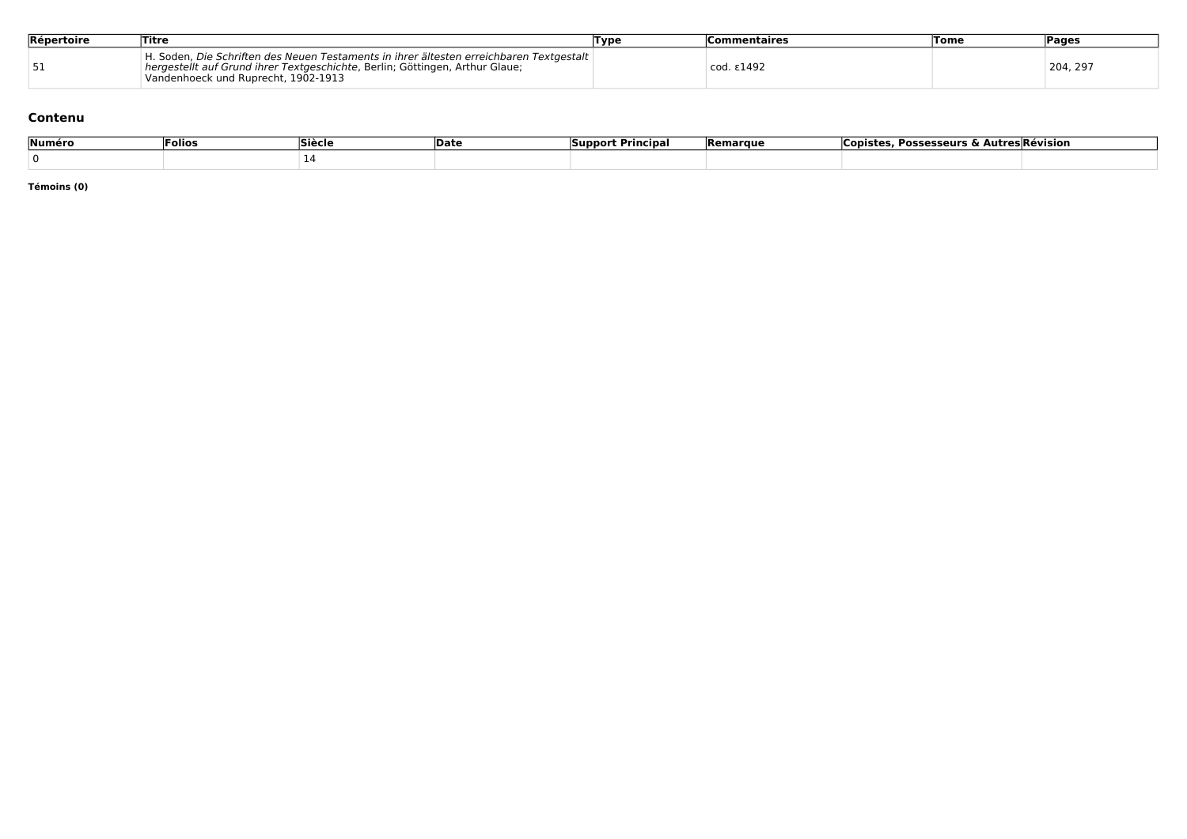| Répertoire | Titre | Type | Commentaires | Tome | Pages |
|---|---|---|---|---|---|
| 51 | H. Soden, *Die Schriften des Neuen Testaments in ihrer ältesten erreichbaren Textgestalt hergestellt auf Grund ihrer Textgeschichte*, Berlin; Göttingen, Arthur Glaue; Vandenhoeck und Ruprecht, 1902-1913 | | cod. ε1492 | | 204, 297 |

## Contenu

| Numéro | Folios | Siècle | Date | Support Principal | Remarque | Copistes, Possesseurs & Autres | Révision |
|---|---|---|---|---|---|---|---|
| 0 | | 14 | | | | | |

**Témoins (0)**